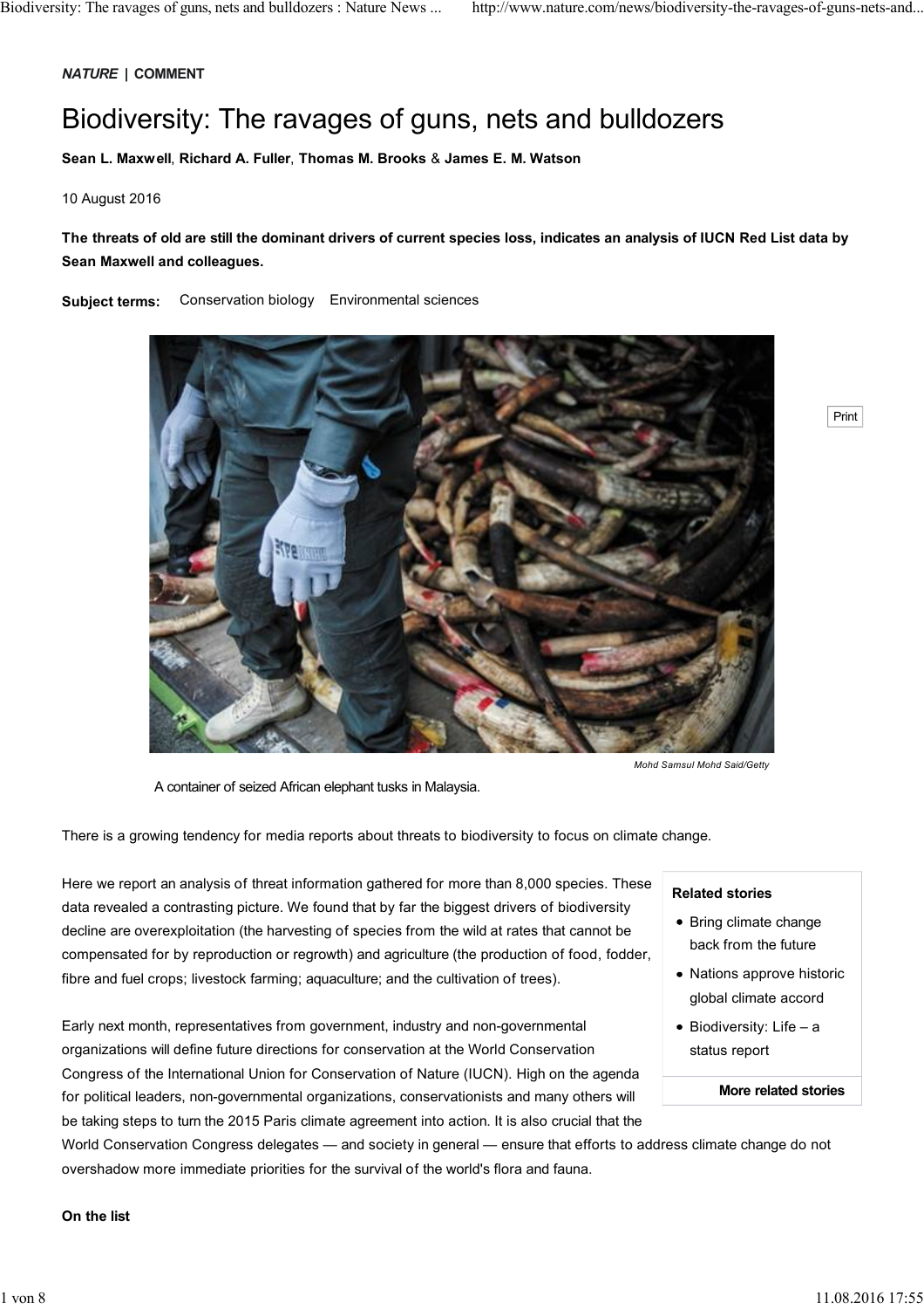***NATURE* | COMMENT**

# Biodiversity: The ravages of guns, nets and bulldozers

**Sean L. Maxwell**, **Richard A. Fuller**, **Thomas M. Brooks** & **James E. M. Watson**

10 August 2016

**The threats of old are still the dominant drivers of current species loss, indicates an analysis of IUCN Red List data by Sean Maxwell and colleagues.**

**Subject terms:** Conservation biology Environmental sciences

*Mohd Samsul Mohd Said/Getty*

A container of seized African elephant tusks in Malaysia.

There is a growing tendency for media reports about threats to biodiversity to focus on climate change.

Here we report an analysis of threat information gathered for more than 8,000 species. These data revealed a contrasting picture. We found that by far the biggest drivers of biodiversity decline are overexploitation (the harvesting of species from the wild at rates that cannot be compensated for by reproduction or regrowth) and agriculture (the production of food, fodder, fibre and fuel crops; livestock farming; aquaculture; and the cultivation of trees).

Early next month, representatives from government, industry and non-governmental organizations will define future directions for conservation at the World Conservation Congress of the International Union for Conservation of Nature (IUCN). High on the agenda for political leaders, non-governmental organizations, conservationists and many others will be taking steps to turn the 2015 Paris climate agreement into action. It is also crucial that the World Conservation Congress delegates — and society in general — ensure that efforts to address climate change do not overshadow more immediate priorities for the survival of the world's flora and fauna.

**Related stories**

- Bring climate change back from the future
- Nations approve historic global climate accord
- Biodiversity: Life – a status report

**More related stories**

**On the list**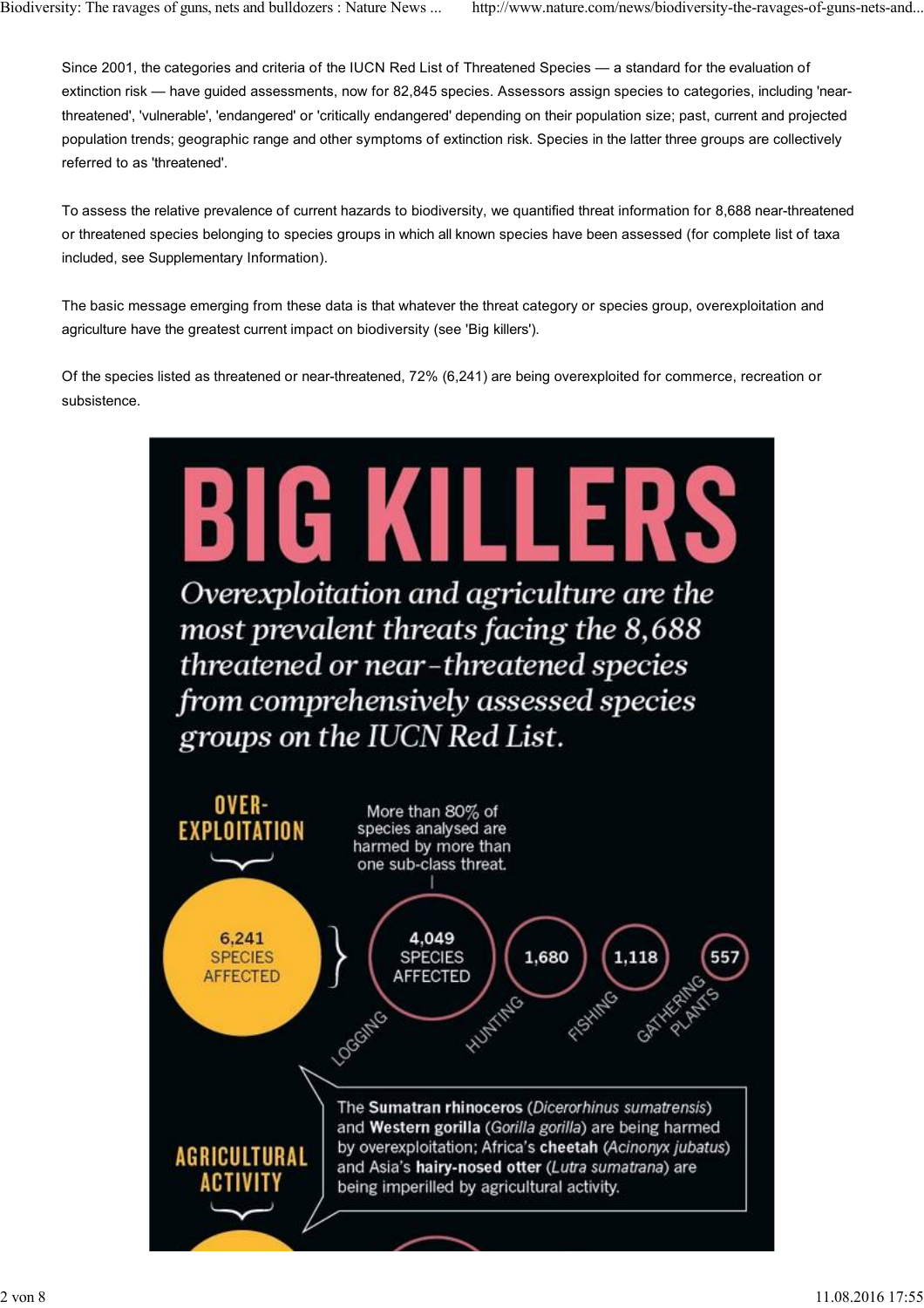Since 2001, the categories and criteria of the IUCN Red List of Threatened Species — a standard for the evaluation of extinction risk — have guided assessments, now for 82,845 species. Assessors assign species to categories, including 'near-threatened', 'vulnerable', 'endangered' or 'critically endangered' depending on their population size; past, current and projected population trends; geographic range and other symptoms of extinction risk. Species in the latter three groups are collectively referred to as 'threatened'.

To assess the relative prevalence of current hazards to biodiversity, we quantified threat information for 8,688 near-threatened or threatened species belonging to species groups in which all known species have been assessed (for complete list of taxa included, see Supplementary Information).

The basic message emerging from these data is that whatever the threat category or species group, overexploitation and agriculture have the greatest current impact on biodiversity (see 'Big killers').

Of the species listed as threatened or near-threatened, 72% (6,241) are being overexploited for commerce, recreation or subsistence.

# BIG KILLERS

*Overexploitation and agriculture are the most prevalent threats facing the 8,688 threatened or near-threatened species from comprehensively assessed species groups on the IUCN Red List.*

**OVER-EXPLOITATION**

6,241 SPECIES AFFECTED

More than 80% of species analysed are harmed by more than one sub-class threat.

- LOGGING: 4,049 SPECIES AFFECTED
- HUNTING: 1,680
- FISHING: 1,118
- GATHERING PLANTS: 557

The **Sumatran rhinoceros** (*Dicerorhinus sumatrensis*) and **Western gorilla** (*Gorilla gorilla*) are being harmed by overexploitation; Africa's **cheetah** (*Acinonyx jubatus*) and Asia's **hairy-nosed otter** (*Lutra sumatrana*) are being imperilled by agricultural activity.

**AGRICULTURAL ACTIVITY**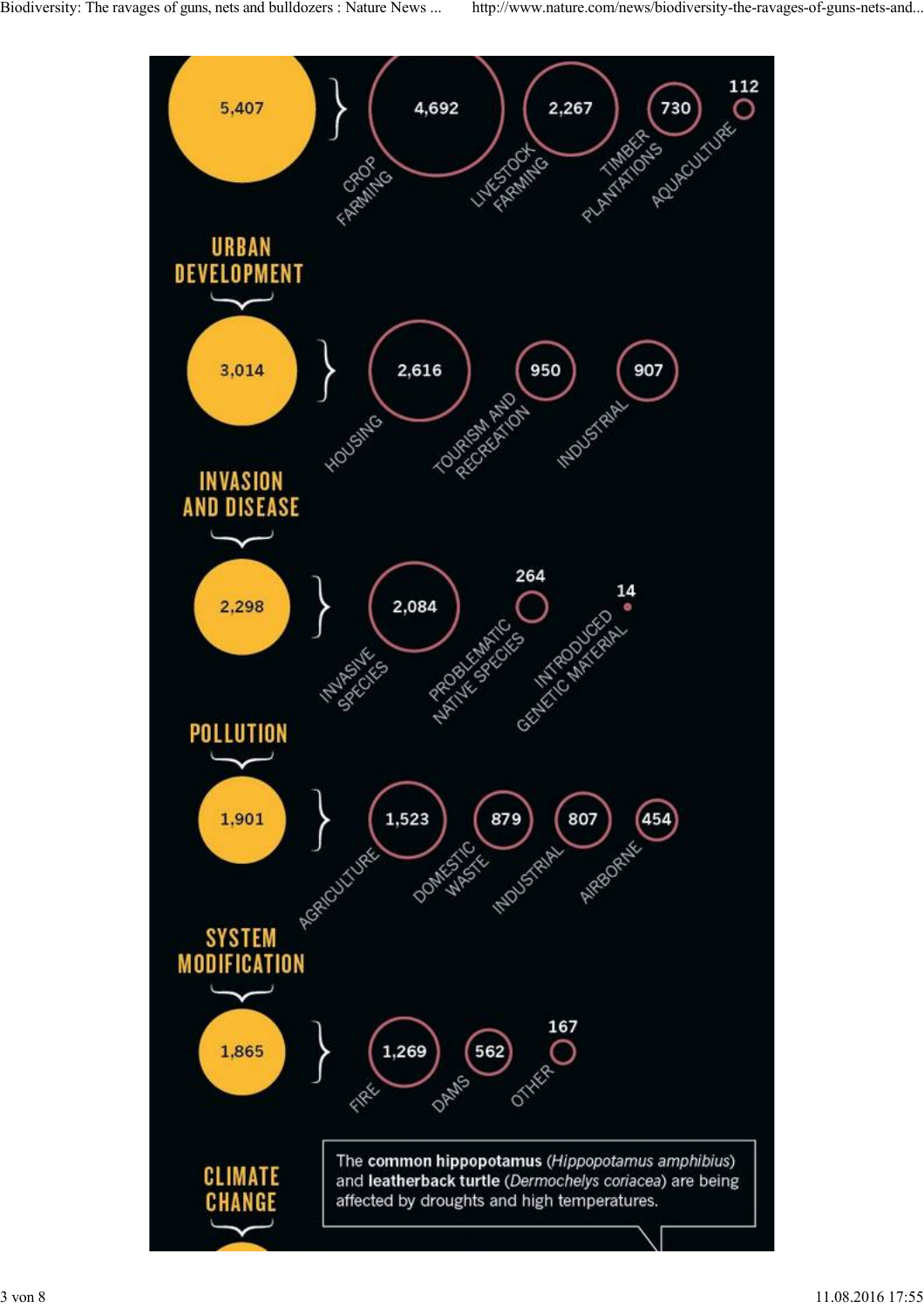5,407 — CROP FARMING: 4,692 | LIVESTOCK FARMING: 2,267 | TIMBER PLANTATIONS: 730 | AQUACULTURE: 112

## URBAN DEVELOPMENT

3,014 — HOUSING: 2,616 | TOURISM AND RECREATION: 950 | INDUSTRIAL: 907

## INVASION AND DISEASE

2,298 — INVASIVE SPECIES: 2,084 | PROBLEMATIC NATIVE SPECIES: 264 | INTRODUCED GENETIC MATERIAL: 14

## POLLUTION

1,901 — AGRICULTURE: 1,523 | DOMESTIC WASTE: 879 | INDUSTRIAL: 807 | AIRBORNE: 454

## SYSTEM MODIFICATION

1,865 — FIRE: 1,269 | DAMS: 562 | OTHER: 167

## CLIMATE CHANGE

The **common hippopotamus** (*Hippopotamus amphibius*) and **leatherback turtle** (*Dermochelys coriacea*) are being affected by droughts and high temperatures.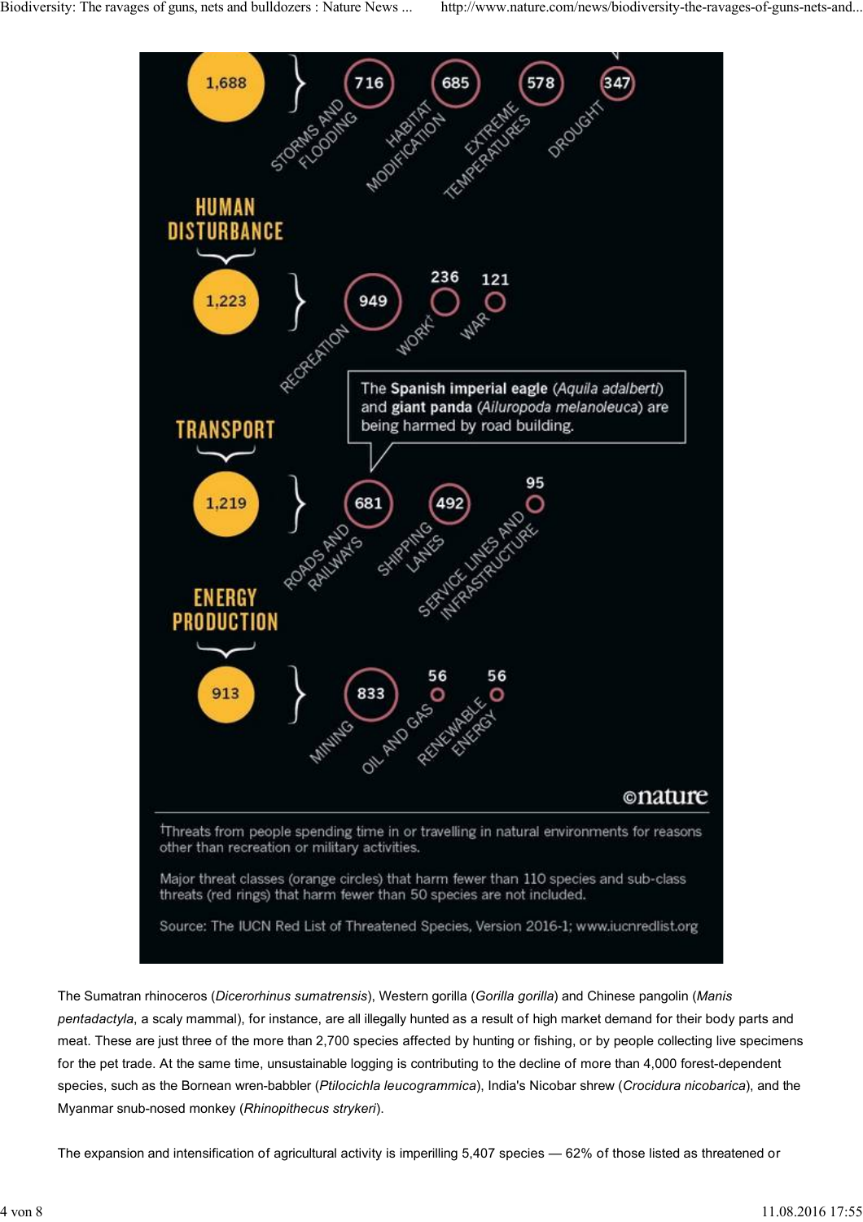| Category | Total | Sub-class threats |
| --- | --- | --- |
| | 1,688 | Storms and flooding: 716; Habitat modification: 685; Extreme temperatures: 578; Drought: 347 |
| **HUMAN DISTURBANCE** | 1,223 | Recreation: 949; Work†: 236; War: 121 |
| **TRANSPORT** | 1,219 | Roads and railways: 681; Shipping lanes: 492; Service lines and infrastructure: 95 |
| **ENERGY PRODUCTION** | 913 | Mining: 833; Oil and gas: 56; Renewable energy: 56 |

The **Spanish imperial eagle** (*Aquila adalberti*) and **giant panda** (*Ailuropoda melanoleuca*) are being harmed by road building.

©nature

†Threats from people spending time in or travelling in natural environments for reasons other than recreation or military activities.

Major threat classes (orange circles) that harm fewer than 110 species and sub-class threats (red rings) that harm fewer than 50 species are not included.

Source: The IUCN Red List of Threatened Species, Version 2016-1; www.iucnredlist.org

The Sumatran rhinoceros (*Dicerorhinus sumatrensis*), Western gorilla (*Gorilla gorilla*) and Chinese pangolin (*Manis pentadactyla*, a scaly mammal), for instance, are all illegally hunted as a result of high market demand for their body parts and meat. These are just three of the more than 2,700 species affected by hunting or fishing, or by people collecting live specimens for the pet trade. At the same time, unsustainable logging is contributing to the decline of more than 4,000 forest-dependent species, such as the Bornean wren-babbler (*Ptilocichla leucogrammica*), India's Nicobar shrew (*Crocidura nicobarica*), and the Myanmar snub-nosed monkey (*Rhinopithecus strykeri*).

The expansion and intensification of agricultural activity is imperilling 5,407 species — 62% of those listed as threatened or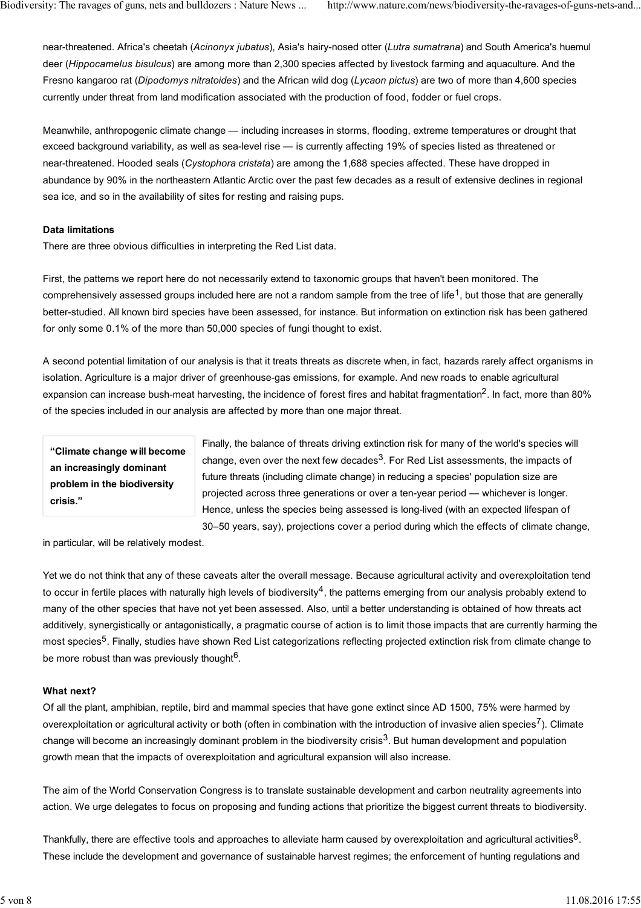near-threatened. Africa's cheetah (*Acinonyx jubatus*), Asia's hairy-nosed otter (*Lutra sumatrana*) and South America's huemul deer (*Hippocamelus bisulcus*) are among more than 2,300 species affected by livestock farming and aquaculture. And the Fresno kangaroo rat (*Dipodomys nitratoides*) and the African wild dog (*Lycaon pictus*) are two of more than 4,600 species currently under threat from land modification associated with the production of food, fodder or fuel crops.

Meanwhile, anthropogenic climate change — including increases in storms, flooding, extreme temperatures or drought that exceed background variability, as well as sea-level rise — is currently affecting 19% of species listed as threatened or near-threatened. Hooded seals (*Cystophora cristata*) are among the 1,688 species affected. These have dropped in abundance by 90% in the northeastern Atlantic Arctic over the past few decades as a result of extensive declines in regional sea ice, and so in the availability of sites for resting and raising pups.

**Data limitations**

There are three obvious difficulties in interpreting the Red List data.

First, the patterns we report here do not necessarily extend to taxonomic groups that haven't been monitored. The comprehensively assessed groups included here are not a random sample from the tree of life[1], but those that are generally better-studied. All known bird species have been assessed, for instance. But information on extinction risk has been gathered for only some 0.1% of the more than 50,000 species of fungi thought to exist.

A second potential limitation of our analysis is that it treats threats as discrete when, in fact, hazards rarely affect organisms in isolation. Agriculture is a major driver of greenhouse-gas emissions, for example. And new roads to enable agricultural expansion can increase bush-meat harvesting, the incidence of forest fires and habitat fragmentation[2]. In fact, more than 80% of the species included in our analysis are affected by more than one major threat.

> **"Climate change will become an increasingly dominant problem in the biodiversity crisis."**

Finally, the balance of threats driving extinction risk for many of the world's species will change, even over the next few decades[3]. For Red List assessments, the impacts of future threats (including climate change) in reducing a species' population size are projected across three generations or over a ten-year period — whichever is longer. Hence, unless the species being assessed is long-lived (with an expected lifespan of 30–50 years, say), projections cover a period during which the effects of climate change, in particular, will be relatively modest.

Yet we do not think that any of these caveats alter the overall message. Because agricultural activity and overexploitation tend to occur in fertile places with naturally high levels of biodiversity[4], the patterns emerging from our analysis probably extend to many of the other species that have not yet been assessed. Also, until a better understanding is obtained of how threats act additively, synergistically or antagonistically, a pragmatic course of action is to limit those impacts that are currently harming the most species[5]. Finally, studies have shown Red List categorizations reflecting projected extinction risk from climate change to be more robust than was previously thought[6].

**What next?**

Of all the plant, amphibian, reptile, bird and mammal species that have gone extinct since AD 1500, 75% were harmed by overexploitation or agricultural activity or both (often in combination with the introduction of invasive alien species[7]). Climate change will become an increasingly dominant problem in the biodiversity crisis[3]. But human development and population growth mean that the impacts of overexploitation and agricultural expansion will also increase.

The aim of the World Conservation Congress is to translate sustainable development and carbon neutrality agreements into action. We urge delegates to focus on proposing and funding actions that prioritize the biggest current threats to biodiversity.

Thankfully, there are effective tools and approaches to alleviate harm caused by overexploitation and agricultural activities[8]. These include the development and governance of sustainable harvest regimes; the enforcement of hunting regulations and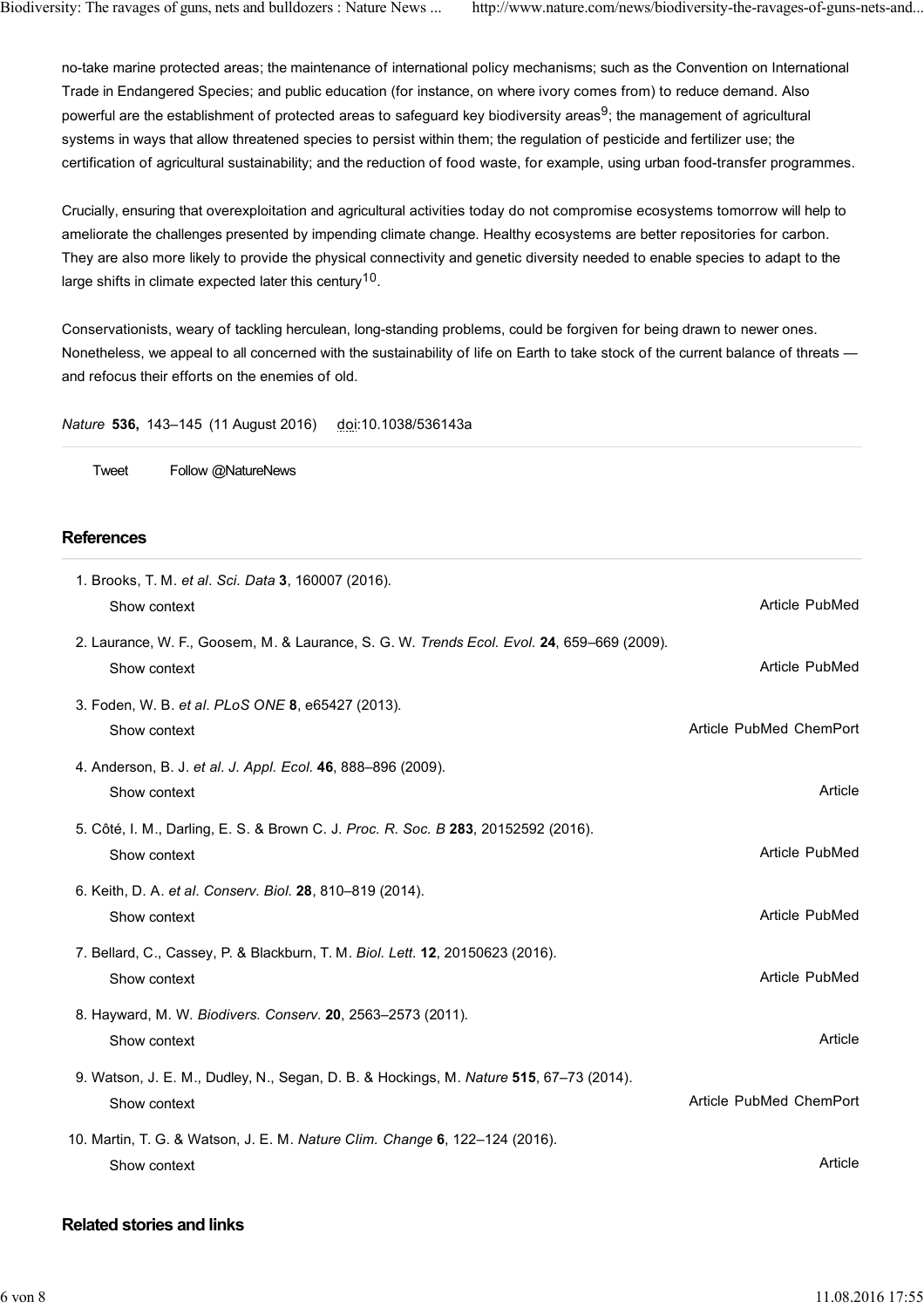no-take marine protected areas; the maintenance of international policy mechanisms; such as the Convention on International Trade in Endangered Species; and public education (for instance, on where ivory comes from) to reduce demand. Also powerful are the establishment of protected areas to safeguard key biodiversity areas[9]; the management of agricultural systems in ways that allow threatened species to persist within them; the regulation of pesticide and fertilizer use; the certification of agricultural sustainability; and the reduction of food waste, for example, using urban food-transfer programmes.

Crucially, ensuring that overexploitation and agricultural activities today do not compromise ecosystems tomorrow will help to ameliorate the challenges presented by impending climate change. Healthy ecosystems are better repositories for carbon. They are also more likely to provide the physical connectivity and genetic diversity needed to enable species to adapt to the large shifts in climate expected later this century[10].

Conservationists, weary of tackling herculean, long-standing problems, could be forgiven for being drawn to newer ones. Nonetheless, we appeal to all concerned with the sustainability of life on Earth to take stock of the current balance of threats — and refocus their efforts on the enemies of old.

*Nature* **536,** 143–145 (11 August 2016) doi:10.1038/536143a

Tweet Follow @NatureNews

## References

1. Brooks, T. M. *et al*. *Sci. Data* **3**, 160007 (2016).
   Show context — Article PubMed
2. Laurance, W. F., Goosem, M. & Laurance, S. G. W. *Trends Ecol. Evol.* **24**, 659–669 (2009).
   Show context — Article PubMed
3. Foden, W. B. *et al*. *PLoS ONE* **8**, e65427 (2013).
   Show context — Article PubMed ChemPort
4. Anderson, B. J. *et al*. *J. Appl. Ecol.* **46**, 888–896 (2009).
   Show context — Article
5. Côté, I. M., Darling, E. S. & Brown C. J. *Proc. R. Soc. B* **283**, 20152592 (2016).
   Show context — Article PubMed
6. Keith, D. A. *et al*. *Conserv. Biol.* **28**, 810–819 (2014).
   Show context — Article PubMed
7. Bellard, C., Cassey, P. & Blackburn, T. M. *Biol. Lett.* **12**, 20150623 (2016).
   Show context — Article PubMed
8. Hayward, M. W. *Biodivers. Conserv.* **20**, 2563–2573 (2011).
   Show context — Article
9. Watson, J. E. M., Dudley, N., Segan, D. B. & Hockings, M. *Nature* **515**, 67–73 (2014).
   Show context — Article PubMed ChemPort
10. Martin, T. G. & Watson, J. E. M. *Nature Clim. Change* **6**, 122–124 (2016).
    Show context — Article

## Related stories and links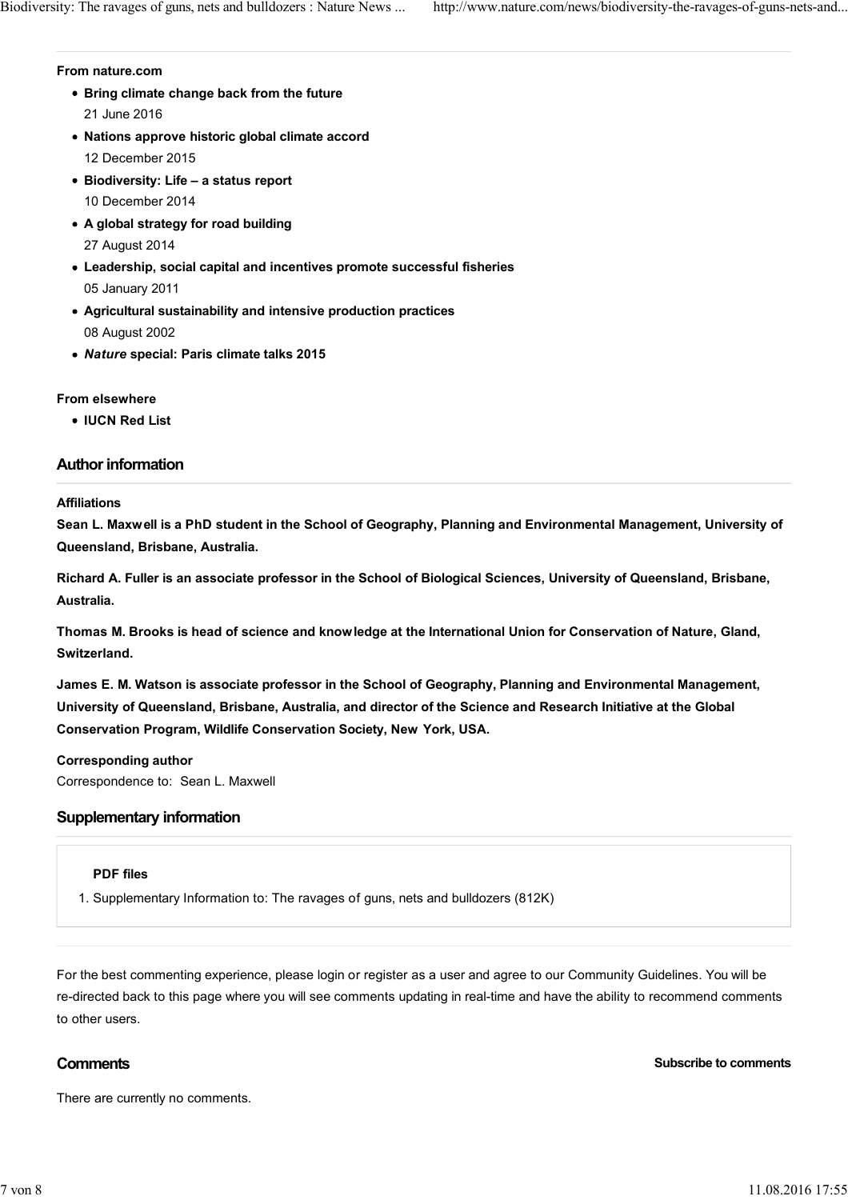**From nature.com**

- **Bring climate change back from the future**
  21 June 2016
- **Nations approve historic global climate accord**
  12 December 2015
- **Biodiversity: Life – a status report**
  10 December 2014
- **A global strategy for road building**
  27 August 2014
- **Leadership, social capital and incentives promote successful fisheries**
  05 January 2011
- **Agricultural sustainability and intensive production practices**
  08 August 2002
- ***Nature* special: Paris climate talks 2015**

**From elsewhere**

- **IUCN Red List**

## Author information

**Affiliations**

**Sean L. Maxwell is a PhD student in the School of Geography, Planning and Environmental Management, University of Queensland, Brisbane, Australia.**

**Richard A. Fuller is an associate professor in the School of Biological Sciences, University of Queensland, Brisbane, Australia.**

**Thomas M. Brooks is head of science and knowledge at the International Union for Conservation of Nature, Gland, Switzerland.**

**James E. M. Watson is associate professor in the School of Geography, Planning and Environmental Management, University of Queensland, Brisbane, Australia, and director of the Science and Research Initiative at the Global Conservation Program, Wildlife Conservation Society, New York, USA.**

**Corresponding author**

Correspondence to: Sean L. Maxwell

## Supplementary information

**PDF files**

1. Supplementary Information to: The ravages of guns, nets and bulldozers (812K)

For the best commenting experience, please login or register as a user and agree to our Community Guidelines. You will be re-directed back to this page where you will see comments updating in real-time and have the ability to recommend comments to other users.

## Comments

**Subscribe to comments**

There are currently no comments.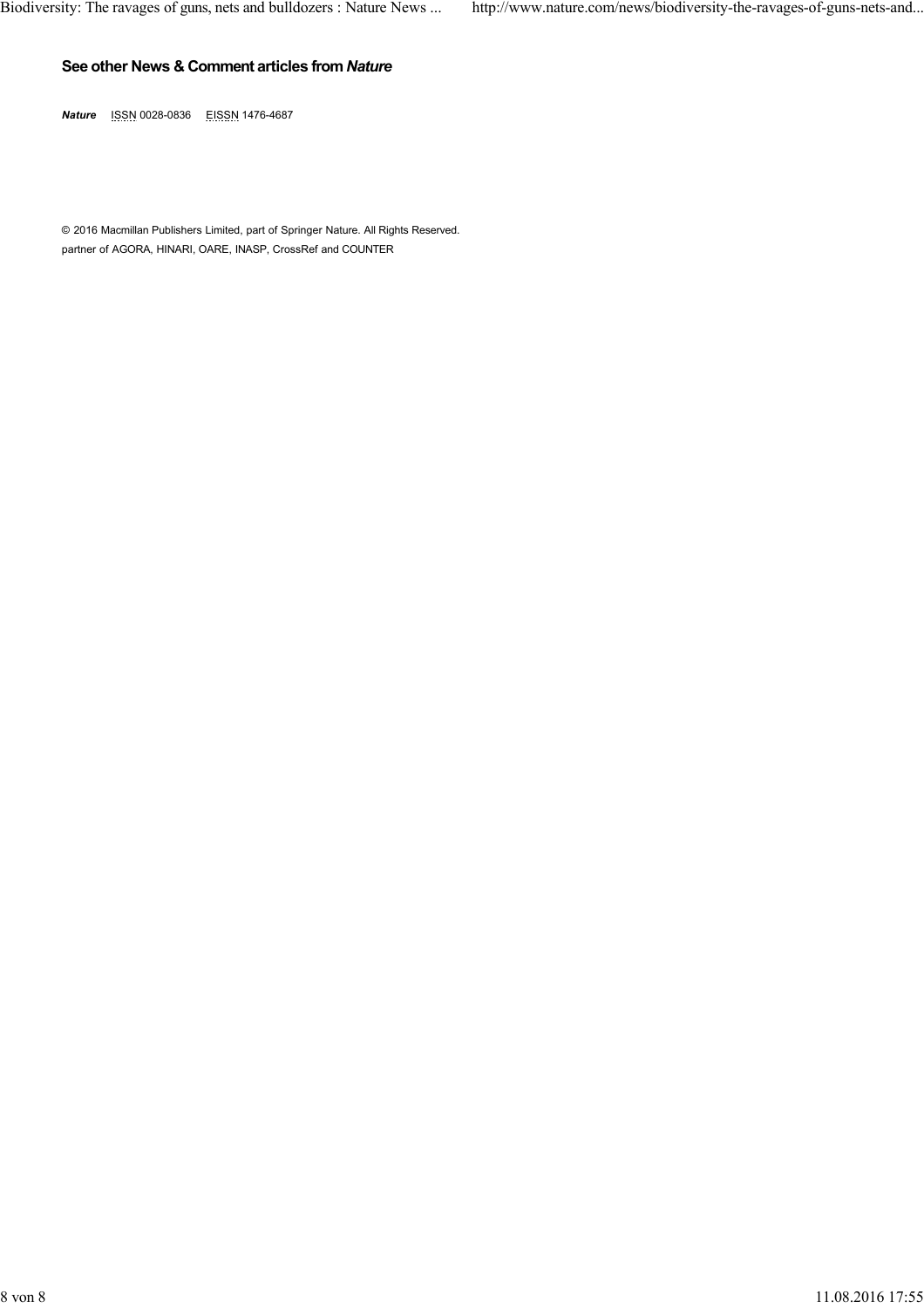**See other News & Comment articles from *Nature***

***Nature*** ISSN 0028-0836 EISSN 1476-4687

© 2016 Macmillan Publishers Limited, part of Springer Nature. All Rights Reserved.
partner of AGORA, HINARI, OARE, INASP, CrossRef and COUNTER